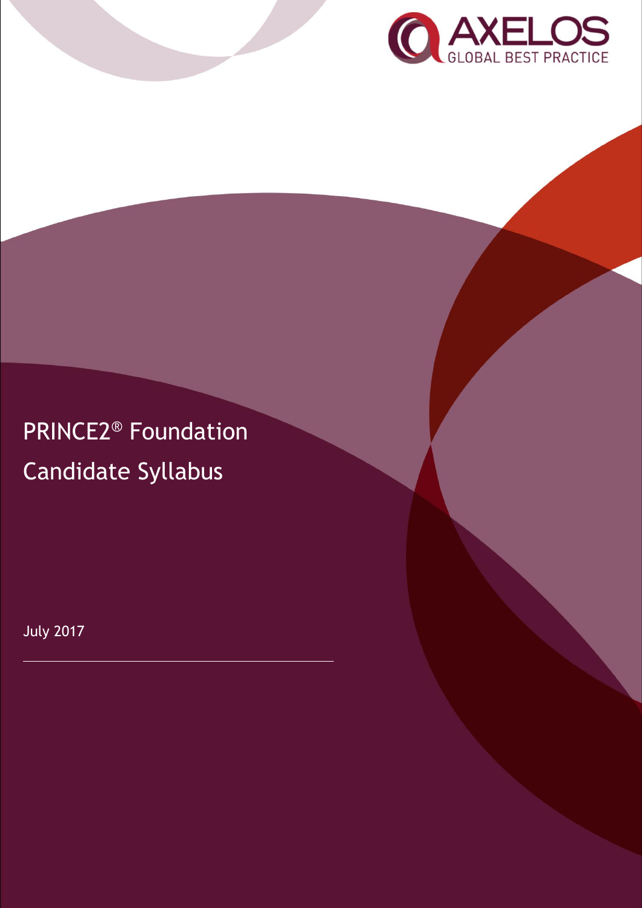AXELOS

GLOBAL BEST PRACTICE

# PRINCE2® Foundation Candidate Syllabus

July 2017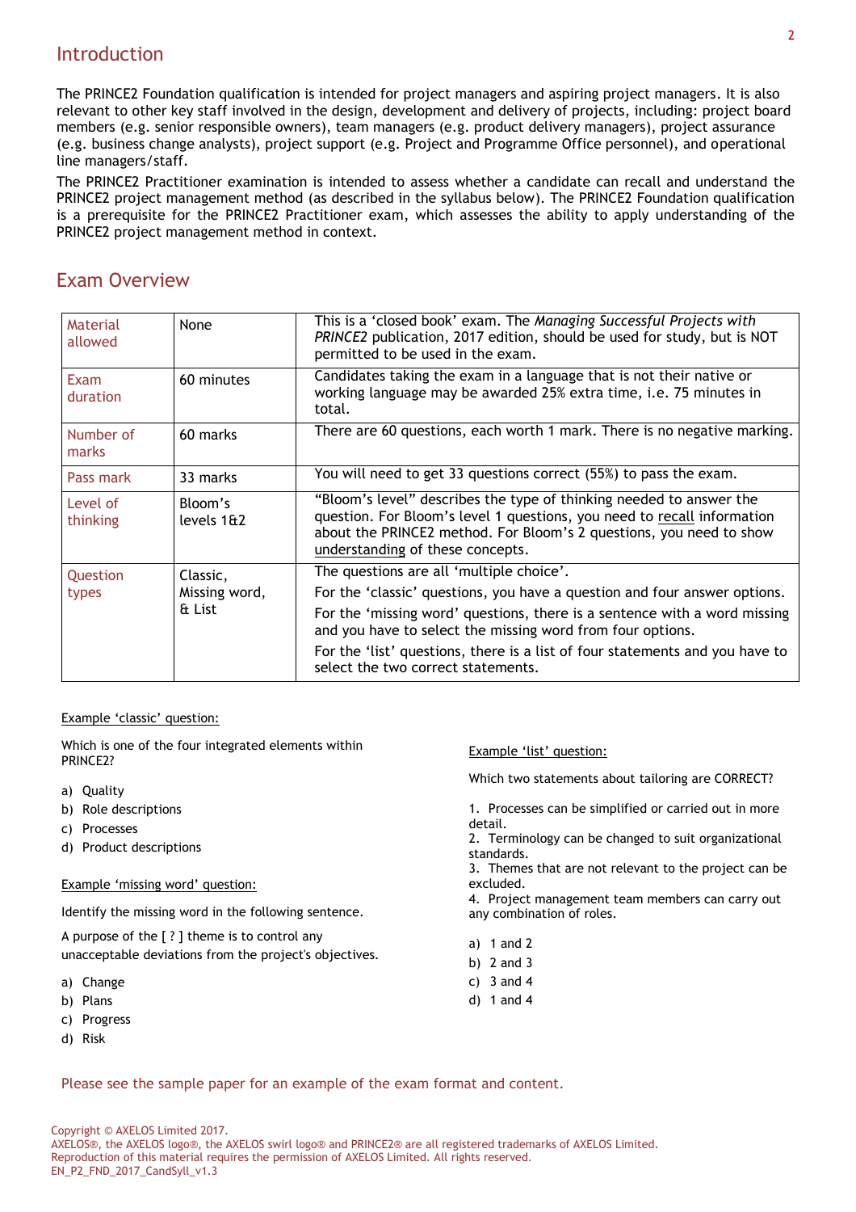## Introduction

The PRINCE2 Foundation qualification is intended for project managers and aspiring project managers. It is also relevant to other key staff involved in the design, development and delivery of projects, including: project board members (e.g. senior responsible owners), team managers (e.g. product delivery managers), project assurance (e.g. business change analysts), project support (e.g. Project and Programme Office personnel), and operational line managers/staff.

The PRINCE2 Practitioner examination is intended to assess whether a candidate can recall and understand the PRINCE2 project management method (as described in the syllabus below). The PRINCE2 Foundation qualification is a prerequisite for the PRINCE2 Practitioner exam, which assesses the ability to apply understanding of the PRINCE2 project management method in context.

## Exam Overview

| | | |
|---|---|---|
| Material allowed | None | This is a 'closed book' exam. The *Managing Successful Projects with PRINCE2* publication, 2017 edition, should be used for study, but is NOT permitted to be used in the exam. |
| Exam duration | 60 minutes | Candidates taking the exam in a language that is not their native or working language may be awarded 25% extra time, i.e. 75 minutes in total. |
| Number of marks | 60 marks | There are 60 questions, each worth 1 mark. There is no negative marking. |
| Pass mark | 33 marks | You will need to get 33 questions correct (55%) to pass the exam. |
| Level of thinking | Bloom's levels 1&2 | "Bloom's level" describes the type of thinking needed to answer the question. For Bloom's level 1 questions, you need to recall information about the PRINCE2 method. For Bloom's 2 questions, you need to show understanding of these concepts. |
| Question types | Classic, Missing word, & List | The questions are all 'multiple choice'.<br>For the 'classic' questions, you have a question and four answer options.<br>For the 'missing word' questions, there is a sentence with a word missing and you have to select the missing word from four options.<br>For the 'list' questions, there is a list of four statements and you have to select the two correct statements. |

Example 'classic' question:

Which is one of the four integrated elements within PRINCE2?

a) Quality
b) Role descriptions
c) Processes
d) Product descriptions

Example 'missing word' question:

Identify the missing word in the following sentence.

A purpose of the [ ? ] theme is to control any unacceptable deviations from the project's objectives.

a) Change
b) Plans
c) Progress
d) Risk

Example 'list' question:

Which two statements about tailoring are CORRECT?

1. Processes can be simplified or carried out in more detail.
2. Terminology can be changed to suit organizational standards.
3. Themes that are not relevant to the project can be excluded.
4. Project management team members can carry out any combination of roles.

a) 1 and 2
b) 2 and 3
c) 3 and 4
d) 1 and 4

Please see the sample paper for an example of the exam format and content.

Copyright © AXELOS Limited 2017.
AXELOS®, the AXELOS logo®, the AXELOS swirl logo® and PRINCE2® are all registered trademarks of AXELOS Limited.
Reproduction of this material requires the permission of AXELOS Limited. All rights reserved.
EN_P2_FND_2017_CandSyll_v1.3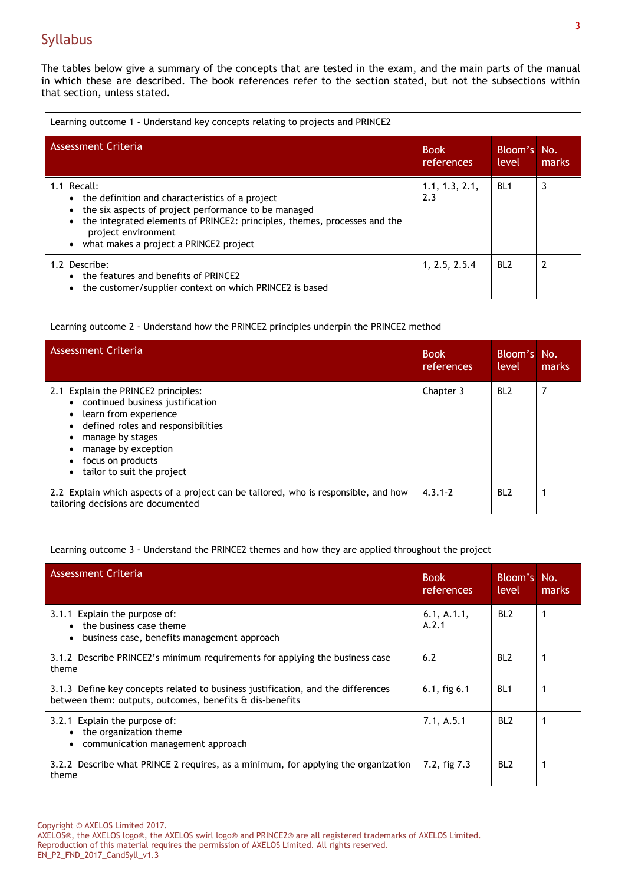## Syllabus

The tables below give a summary of the concepts that are tested in the exam, and the main parts of the manual in which these are described. The book references refer to the section stated, but not the subsections within that section, unless stated.

| Learning outcome 1 - Understand key concepts relating to projects and PRINCE2 | | | |
|---|---|---|---|
| **Assessment Criteria** | **Book references** | **Bloom's level** | **No. marks** |
| 1.1 Recall:<br>• the definition and characteristics of a project<br>• the six aspects of project performance to be managed<br>• the integrated elements of PRINCE2: principles, themes, processes and the project environment<br>• what makes a project a PRINCE2 project | 1.1, 1.3, 2.1, 2.3 | BL1 | 3 |
| 1.2 Describe:<br>• the features and benefits of PRINCE2<br>• the customer/supplier context on which PRINCE2 is based | 1, 2.5, 2.5.4 | BL2 | 2 |

| Learning outcome 2 - Understand how the PRINCE2 principles underpin the PRINCE2 method | | | |
|---|---|---|---|
| **Assessment Criteria** | **Book references** | **Bloom's level** | **No. marks** |
| 2.1 Explain the PRINCE2 principles:<br>• continued business justification<br>• learn from experience<br>• defined roles and responsibilities<br>• manage by stages<br>• manage by exception<br>• focus on products<br>• tailor to suit the project | Chapter 3 | BL2 | 7 |
| 2.2 Explain which aspects of a project can be tailored, who is responsible, and how tailoring decisions are documented | 4.3.1-2 | BL2 | 1 |

| Learning outcome 3 - Understand the PRINCE2 themes and how they are applied throughout the project | | | |
|---|---|---|---|
| **Assessment Criteria** | **Book references** | **Bloom's level** | **No. marks** |
| 3.1.1 Explain the purpose of:<br>• the business case theme<br>• business case, benefits management approach | 6.1, A.1.1, A.2.1 | BL2 | 1 |
| 3.1.2 Describe PRINCE2's minimum requirements for applying the business case theme | 6.2 | BL2 | 1 |
| 3.1.3 Define key concepts related to business justification, and the differences between them: outputs, outcomes, benefits & dis-benefits | 6.1, fig 6.1 | BL1 | 1 |
| 3.2.1 Explain the purpose of:<br>• the organization theme<br>• communication management approach | 7.1, A.5.1 | BL2 | 1 |
| 3.2.2 Describe what PRINCE 2 requires, as a minimum, for applying the organization theme | 7.2, fig 7.3 | BL2 | 1 |

Copyright © AXELOS Limited 2017.
AXELOS®, the AXELOS logo®, the AXELOS swirl logo® and PRINCE2® are all registered trademarks of AXELOS Limited.
Reproduction of this material requires the permission of AXELOS Limited. All rights reserved.
EN_P2_FND_2017_CandSyll_v1.3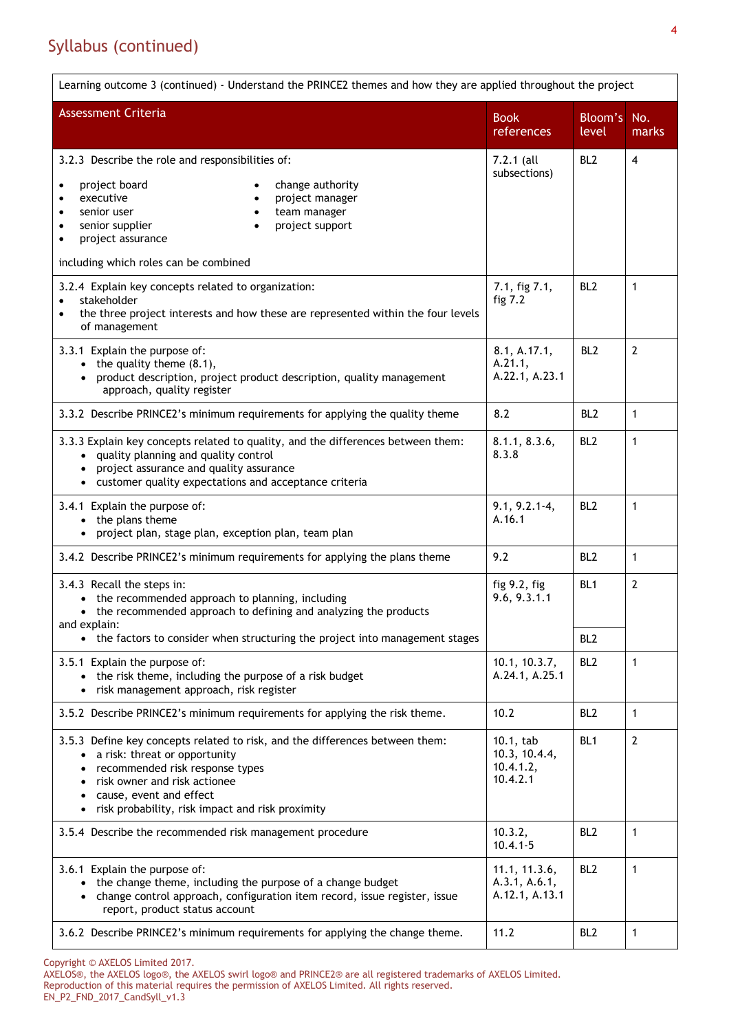## Syllabus (continued)

| Learning outcome 3 (continued) - Understand the PRINCE2 themes and how they are applied throughout the project | | | |
|---|---|---|---|
| **Assessment Criteria** | **Book references** | **Bloom's level** | **No. marks** |
| 3.2.3 Describe the role and responsibilities of:<br>• project board<br>• executive<br>• senior user<br>• senior supplier<br>• project assurance<br>• change authority<br>• project manager<br>• team manager<br>• project support<br><br>including which roles can be combined | 7.2.1 (all subsections) | BL2 | 4 |
| 3.2.4 Explain key concepts related to organization:<br>• stakeholder<br>• the three project interests and how these are represented within the four levels of management | 7.1, fig 7.1, fig 7.2 | BL2 | 1 |
| 3.3.1 Explain the purpose of:<br>• the quality theme (8.1),<br>• product description, project product description, quality management approach, quality register | 8.1, A.17.1, A.21.1, A.22.1, A.23.1 | BL2 | 2 |
| 3.3.2 Describe PRINCE2's minimum requirements for applying the quality theme | 8.2 | BL2 | 1 |
| 3.3.3 Explain key concepts related to quality, and the differences between them:<br>• quality planning and quality control<br>• project assurance and quality assurance<br>• customer quality expectations and acceptance criteria | 8.1.1, 8.3.6, 8.3.8 | BL2 | 1 |
| 3.4.1 Explain the purpose of:<br>• the plans theme<br>• project plan, stage plan, exception plan, team plan | 9.1, 9.2.1-4, A.16.1 | BL2 | 1 |
| 3.4.2 Describe PRINCE2's minimum requirements for applying the plans theme | 9.2 | BL2 | 1 |
| 3.4.3 Recall the steps in:<br>• the recommended approach to planning, including<br>• the recommended approach to defining and analyzing the products<br>and explain:<br>• the factors to consider when structuring the project into management stages | fig 9.2, fig 9.6, 9.3.1.1 | BL1<br><br>BL2 | 2 |
| 3.5.1 Explain the purpose of:<br>• the risk theme, including the purpose of a risk budget<br>• risk management approach, risk register | 10.1, 10.3.7, A.24.1, A.25.1 | BL2 | 1 |
| 3.5.2 Describe PRINCE2's minimum requirements for applying the risk theme. | 10.2 | BL2 | 1 |
| 3.5.3 Define key concepts related to risk, and the differences between them:<br>• a risk: threat or opportunity<br>• recommended risk response types<br>• risk owner and risk actionee<br>• cause, event and effect<br>• risk probability, risk impact and risk proximity | 10.1, tab 10.3, 10.4.4, 10.4.1.2, 10.4.2.1 | BL1 | 2 |
| 3.5.4 Describe the recommended risk management procedure | 10.3.2, 10.4.1-5 | BL2 | 1 |
| 3.6.1 Explain the purpose of:<br>• the change theme, including the purpose of a change budget<br>• change control approach, configuration item record, issue register, issue report, product status account | 11.1, 11.3.6, A.3.1, A.6.1, A.12.1, A.13.1 | BL2 | 1 |
| 3.6.2 Describe PRINCE2's minimum requirements for applying the change theme. | 11.2 | BL2 | 1 |

Copyright © AXELOS Limited 2017.
AXELOS®, the AXELOS logo®, the AXELOS swirl logo® and PRINCE2® are all registered trademarks of AXELOS Limited.
Reproduction of this material requires the permission of AXELOS Limited. All rights reserved.
EN_P2_FND_2017_CandSyll_v1.3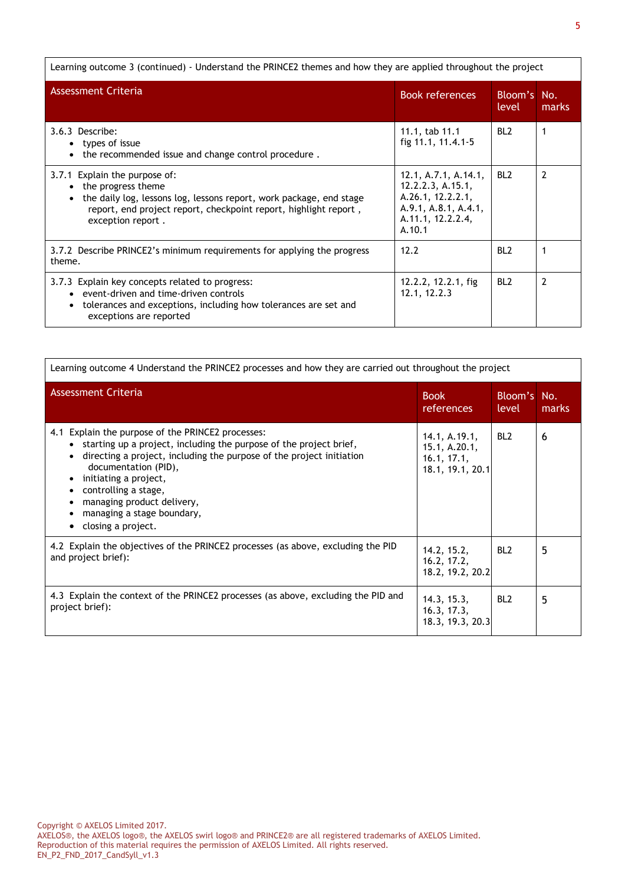| Learning outcome 3 (continued) - Understand the PRINCE2 themes and how they are applied throughout the project | | | |
|---|---|---|---|
| **Assessment Criteria** | **Book references** | **Bloom's level** | **No. marks** |
| 3.6.3 Describe:<br>• types of issue<br>• the recommended issue and change control procedure . | 11.1, tab 11.1<br>fig 11.1, 11.4.1-5 | BL2 | 1 |
| 3.7.1 Explain the purpose of:<br>• the progress theme<br>• the daily log, lessons log, lessons report, work package, end stage report, end project report, checkpoint report, highlight report , exception report . | 12.1, A.7.1, A.14.1, 12.2.2.3, A.15.1, A.26.1, 12.2.2.1, A.9.1, A.8.1, A.4.1, A.11.1, 12.2.2.4, A.10.1 | BL2 | 2 |
| 3.7.2 Describe PRINCE2's minimum requirements for applying the progress theme. | 12.2 | BL2 | 1 |
| 3.7.3 Explain key concepts related to progress:<br>• event-driven and time-driven controls<br>• tolerances and exceptions, including how tolerances are set and exceptions are reported | 12.2.2, 12.2.1, fig 12.1, 12.2.3 | BL2 | 2 |

| Learning outcome 4 Understand the PRINCE2 processes and how they are carried out throughout the project | | | |
|---|---|---|---|
| **Assessment Criteria** | **Book references** | **Bloom's level** | **No. marks** |
| 4.1 Explain the purpose of the PRINCE2 processes:<br>• starting up a project, including the purpose of the project brief,<br>• directing a project, including the purpose of the project initiation documentation (PID),<br>• initiating a project,<br>• controlling a stage,<br>• managing product delivery,<br>• managing a stage boundary,<br>• closing a project. | 14.1, A.19.1, 15.1, A.20.1, 16.1, 17.1, 18.1, 19.1, 20.1 | BL2 | 6 |
| 4.2 Explain the objectives of the PRINCE2 processes (as above, excluding the PID and project brief): | 14.2, 15.2, 16.2, 17.2, 18.2, 19.2, 20.2 | BL2 | 5 |
| 4.3 Explain the context of the PRINCE2 processes (as above, excluding the PID and project brief): | 14.3, 15.3, 16.3, 17.3, 18.3, 19.3, 20.3 | BL2 | 5 |

Copyright © AXELOS Limited 2017.
AXELOS®, the AXELOS logo®, the AXELOS swirl logo® and PRINCE2® are all registered trademarks of AXELOS Limited.
Reproduction of this material requires the permission of AXELOS Limited. All rights reserved.
EN_P2_FND_2017_CandSyll_v1.3